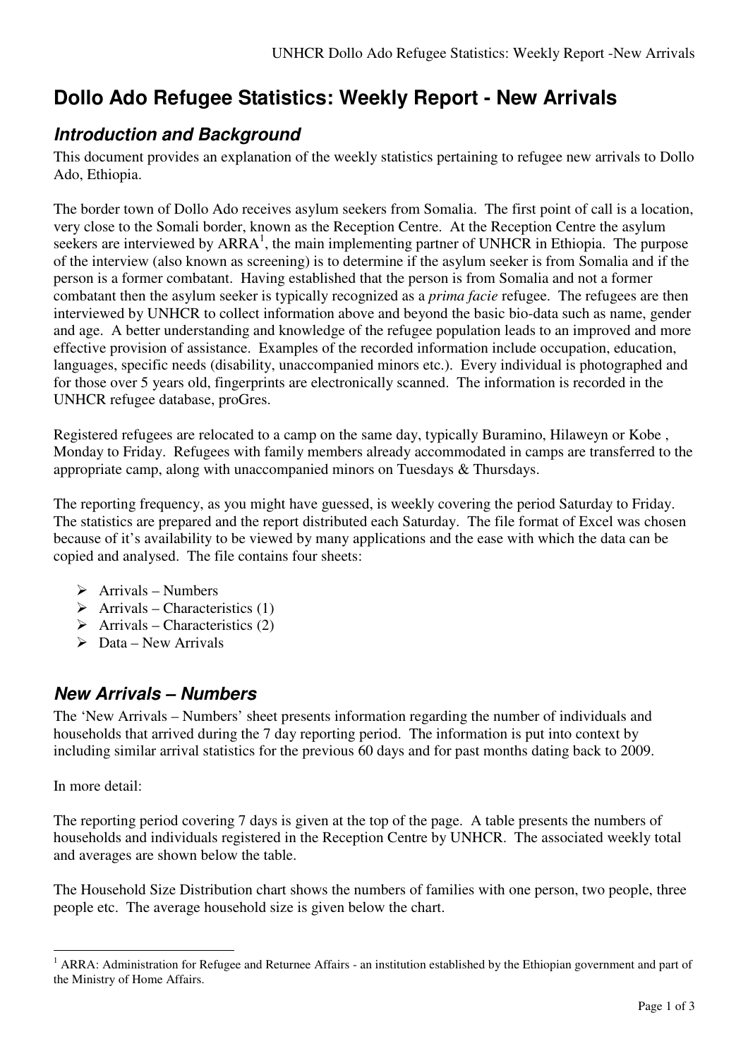# Dollo Ado Refugee Statistics: Weekly Report - New Arrivals

## *Introduction and Background*

This document provides an explanation of the weekly statistics pertaining to refugee new arrivals to Dollo Ado, Ethiopia.

The border town of Dollo Ado receives asylum seekers from Somalia. The first point of call is a location, very close to the Somali border, known as the Reception Centre. At the Reception Centre the asylum seekers are interviewed by ARRA[1], the main implementing partner of UNHCR in Ethiopia. The purpose of the interview (also known as screening) is to determine if the asylum seeker is from Somalia and if the person is a former combatant. Having established that the person is from Somalia and not a former combatant then the asylum seeker is typically recognized as a *prima facie* refugee. The refugees are then interviewed by UNHCR to collect information above and beyond the basic bio-data such as name, gender and age. A better understanding and knowledge of the refugee population leads to an improved and more effective provision of assistance. Examples of the recorded information include occupation, education, languages, specific needs (disability, unaccompanied minors etc.). Every individual is photographed and for those over 5 years old, fingerprints are electronically scanned. The information is recorded in the UNHCR refugee database, proGres.

Registered refugees are relocated to a camp on the same day, typically Buramino, Hilaweyn or Kobe , Monday to Friday. Refugees with family members already accommodated in camps are transferred to the appropriate camp, along with unaccompanied minors on Tuesdays & Thursdays.

The reporting frequency, as you might have guessed, is weekly covering the period Saturday to Friday. The statistics are prepared and the report distributed each Saturday. The file format of Excel was chosen because of it's availability to be viewed by many applications and the ease with which the data can be copied and analysed. The file contains four sheets:

- Arrivals – Numbers
- Arrivals – Characteristics (1)
- Arrivals – Characteristics (2)
- Data – New Arrivals

## *New Arrivals – Numbers*

The 'New Arrivals – Numbers' sheet presents information regarding the number of individuals and households that arrived during the 7 day reporting period. The information is put into context by including similar arrival statistics for the previous 60 days and for past months dating back to 2009.

In more detail:

The reporting period covering 7 days is given at the top of the page. A table presents the numbers of households and individuals registered in the Reception Centre by UNHCR. The associated weekly total and averages are shown below the table.

The Household Size Distribution chart shows the numbers of families with one person, two people, three people etc. The average household size is given below the chart.

[1] ARRA: Administration for Refugee and Returnee Affairs - an institution established by the Ethiopian government and part of the Ministry of Home Affairs.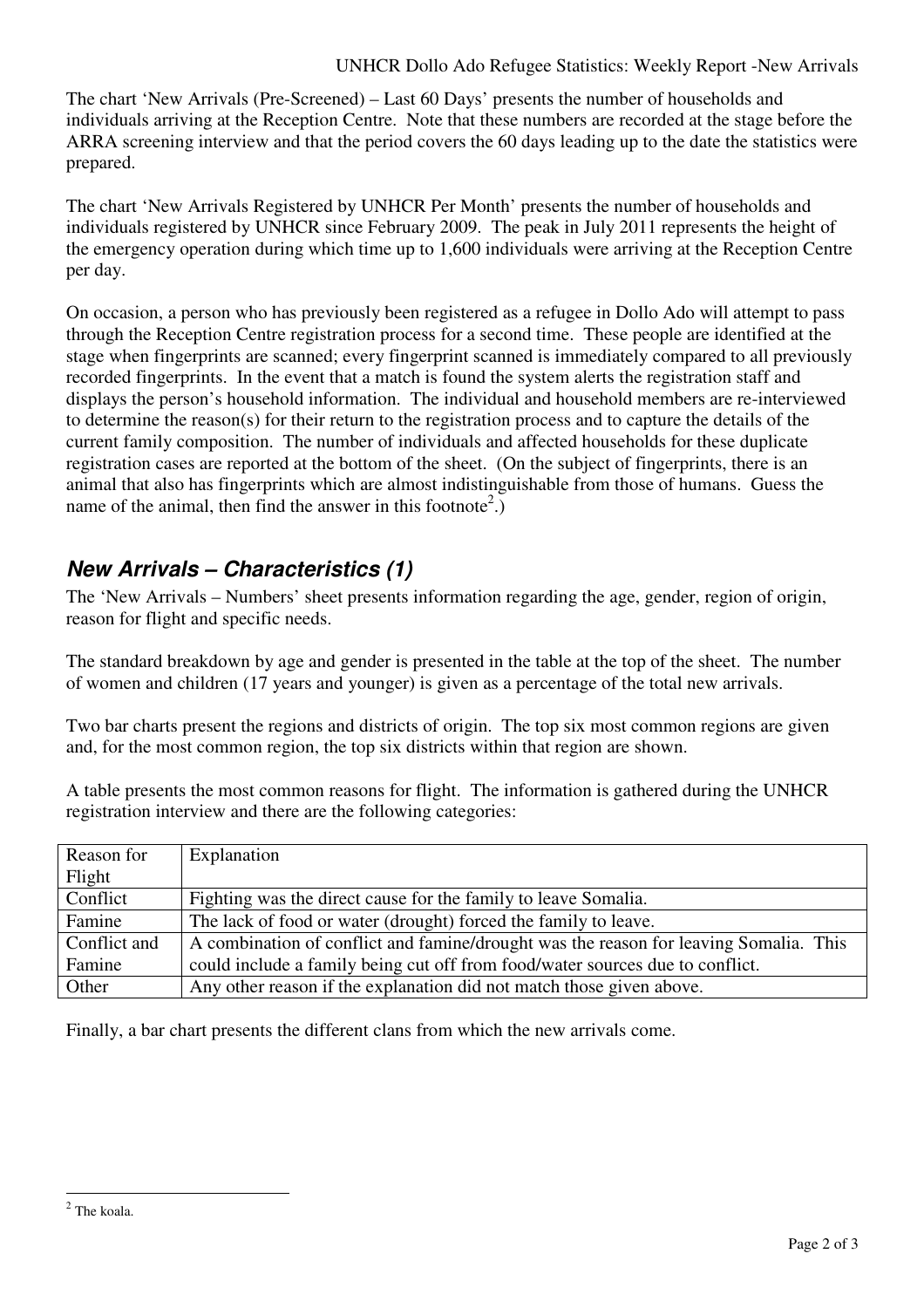The chart 'New Arrivals (Pre-Screened) – Last 60 Days' presents the number of households and individuals arriving at the Reception Centre. Note that these numbers are recorded at the stage before the ARRA screening interview and that the period covers the 60 days leading up to the date the statistics were prepared.

The chart 'New Arrivals Registered by UNHCR Per Month' presents the number of households and individuals registered by UNHCR since February 2009. The peak in July 2011 represents the height of the emergency operation during which time up to 1,600 individuals were arriving at the Reception Centre per day.

On occasion, a person who has previously been registered as a refugee in Dollo Ado will attempt to pass through the Reception Centre registration process for a second time. These people are identified at the stage when fingerprints are scanned; every fingerprint scanned is immediately compared to all previously recorded fingerprints. In the event that a match is found the system alerts the registration staff and displays the person's household information. The individual and household members are re-interviewed to determine the reason(s) for their return to the registration process and to capture the details of the current family composition. The number of individuals and affected households for these duplicate registration cases are reported at the bottom of the sheet. (On the subject of fingerprints, there is an animal that also has fingerprints which are almost indistinguishable from those of humans. Guess the name of the animal, then find the answer in this footnote[2].)

## *New Arrivals – Characteristics (1)*

The 'New Arrivals – Numbers' sheet presents information regarding the age, gender, region of origin, reason for flight and specific needs.

The standard breakdown by age and gender is presented in the table at the top of the sheet. The number of women and children (17 years and younger) is given as a percentage of the total new arrivals.

Two bar charts present the regions and districts of origin. The top six most common regions are given and, for the most common region, the top six districts within that region are shown.

A table presents the most common reasons for flight. The information is gathered during the UNHCR registration interview and there are the following categories:

| Reason for Flight | Explanation |
|---|---|
| Conflict | Fighting was the direct cause for the family to leave Somalia. |
| Famine | The lack of food or water (drought) forced the family to leave. |
| Conflict and Famine | A combination of conflict and famine/drought was the reason for leaving Somalia. This could include a family being cut off from food/water sources due to conflict. |
| Other | Any other reason if the explanation did not match those given above. |

Finally, a bar chart presents the different clans from which the new arrivals come.

[2] The koala.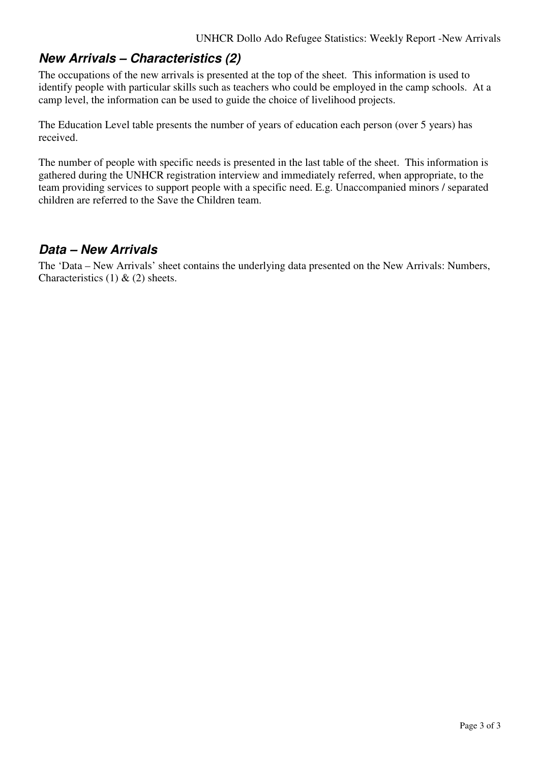## ***New Arrivals – Characteristics (2)***

The occupations of the new arrivals is presented at the top of the sheet. This information is used to identify people with particular skills such as teachers who could be employed in the camp schools. At a camp level, the information can be used to guide the choice of livelihood projects.

The Education Level table presents the number of years of education each person (over 5 years) has received.

The number of people with specific needs is presented in the last table of the sheet. This information is gathered during the UNHCR registration interview and immediately referred, when appropriate, to the team providing services to support people with a specific need. E.g. Unaccompanied minors / separated children are referred to the Save the Children team.

## ***Data – New Arrivals***

The 'Data – New Arrivals' sheet contains the underlying data presented on the New Arrivals: Numbers, Characteristics (1) & (2) sheets.